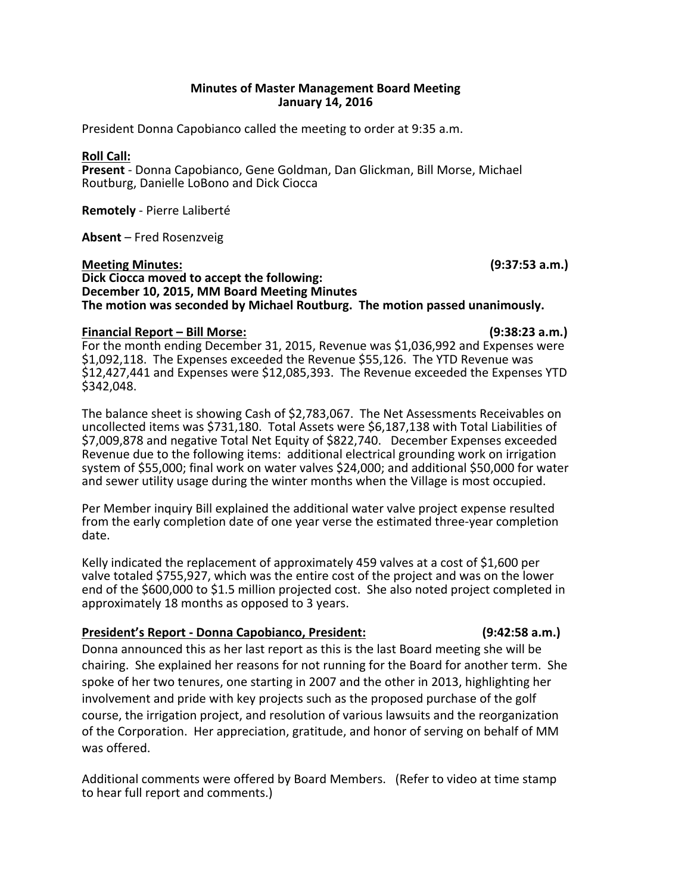**Minutes of Master Management Board Meeting**
**January 14, 2016**

President Donna Capobianco called the meeting to order at 9:35 a.m.

**Roll Call:**
**Present** - Donna Capobianco, Gene Goldman, Dan Glickman, Bill Morse, Michael Routburg, Danielle LoBono and Dick Ciocca

**Remotely** - Pierre Laliberté

**Absent** – Fred Rosenzveig

**Meeting Minutes: (9:37:53 a.m.)**
**Dick Ciocca moved to accept the following:**
**December 10, 2015, MM Board Meeting Minutes**
**The motion was seconded by Michael Routburg. The motion passed unanimously.**

**Financial Report – Bill Morse: (9:38:23 a.m.)**
For the month ending December 31, 2015, Revenue was $1,036,992 and Expenses were $1,092,118. The Expenses exceeded the Revenue $55,126. The YTD Revenue was $12,427,441 and Expenses were $12,085,393. The Revenue exceeded the Expenses YTD $342,048.

The balance sheet is showing Cash of $2,783,067. The Net Assessments Receivables on uncollected items was $731,180. Total Assets were $6,187,138 with Total Liabilities of $7,009,878 and negative Total Net Equity of $822,740. December Expenses exceeded Revenue due to the following items: additional electrical grounding work on irrigation system of $55,000; final work on water valves $24,000; and additional $50,000 for water and sewer utility usage during the winter months when the Village is most occupied.

Per Member inquiry Bill explained the additional water valve project expense resulted from the early completion date of one year verse the estimated three-year completion date.

Kelly indicated the replacement of approximately 459 valves at a cost of $1,600 per valve totaled $755,927, which was the entire cost of the project and was on the lower end of the $600,000 to $1.5 million projected cost. She also noted project completed in approximately 18 months as opposed to 3 years.

**President's Report - Donna Capobianco, President: (9:42:58 a.m.)**
Donna announced this as her last report as this is the last Board meeting she will be chairing. She explained her reasons for not running for the Board for another term. She spoke of her two tenures, one starting in 2007 and the other in 2013, highlighting her involvement and pride with key projects such as the proposed purchase of the golf course, the irrigation project, and resolution of various lawsuits and the reorganization of the Corporation. Her appreciation, gratitude, and honor of serving on behalf of MM was offered.

Additional comments were offered by Board Members. (Refer to video at time stamp to hear full report and comments.)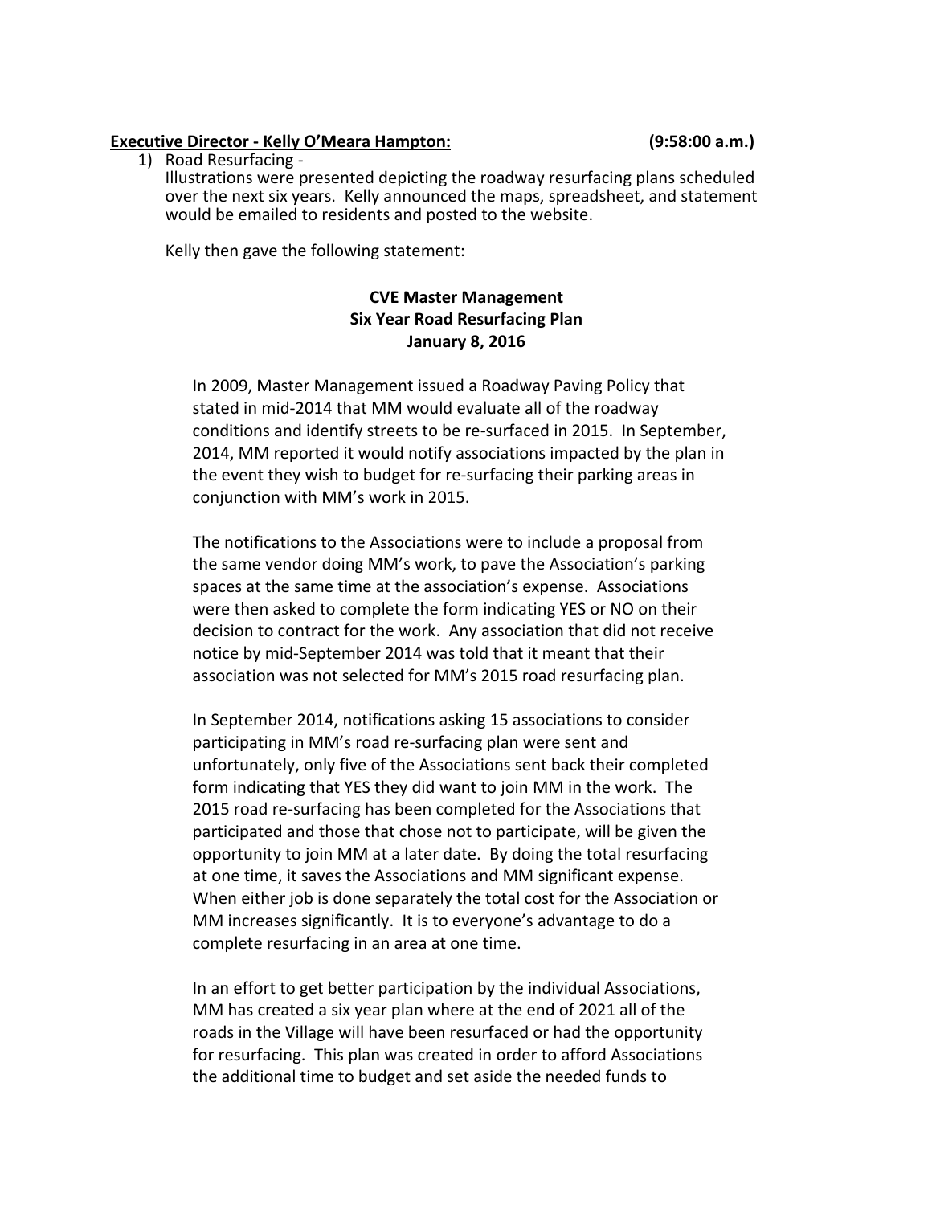**Executive Director - Kelly O'Meara Hampton:** **(9:58:00 a.m.)**

1) Road Resurfacing -
   Illustrations were presented depicting the roadway resurfacing plans scheduled over the next six years. Kelly announced the maps, spreadsheet, and statement would be emailed to residents and posted to the website.

   Kelly then gave the following statement:

**CVE Master Management**
**Six Year Road Resurfacing Plan**
**January 8, 2016**

In 2009, Master Management issued a Roadway Paving Policy that stated in mid-2014 that MM would evaluate all of the roadway conditions and identify streets to be re-surfaced in 2015. In September, 2014, MM reported it would notify associations impacted by the plan in the event they wish to budget for re-surfacing their parking areas in conjunction with MM's work in 2015.

The notifications to the Associations were to include a proposal from the same vendor doing MM's work, to pave the Association's parking spaces at the same time at the association's expense. Associations were then asked to complete the form indicating YES or NO on their decision to contract for the work. Any association that did not receive notice by mid-September 2014 was told that it meant that their association was not selected for MM's 2015 road resurfacing plan.

In September 2014, notifications asking 15 associations to consider participating in MM's road re-surfacing plan were sent and unfortunately, only five of the Associations sent back their completed form indicating that YES they did want to join MM in the work. The 2015 road re-surfacing has been completed for the Associations that participated and those that chose not to participate, will be given the opportunity to join MM at a later date. By doing the total resurfacing at one time, it saves the Associations and MM significant expense. When either job is done separately the total cost for the Association or MM increases significantly. It is to everyone's advantage to do a complete resurfacing in an area at one time.

In an effort to get better participation by the individual Associations, MM has created a six year plan where at the end of 2021 all of the roads in the Village will have been resurfaced or had the opportunity for resurfacing. This plan was created in order to afford Associations the additional time to budget and set aside the needed funds to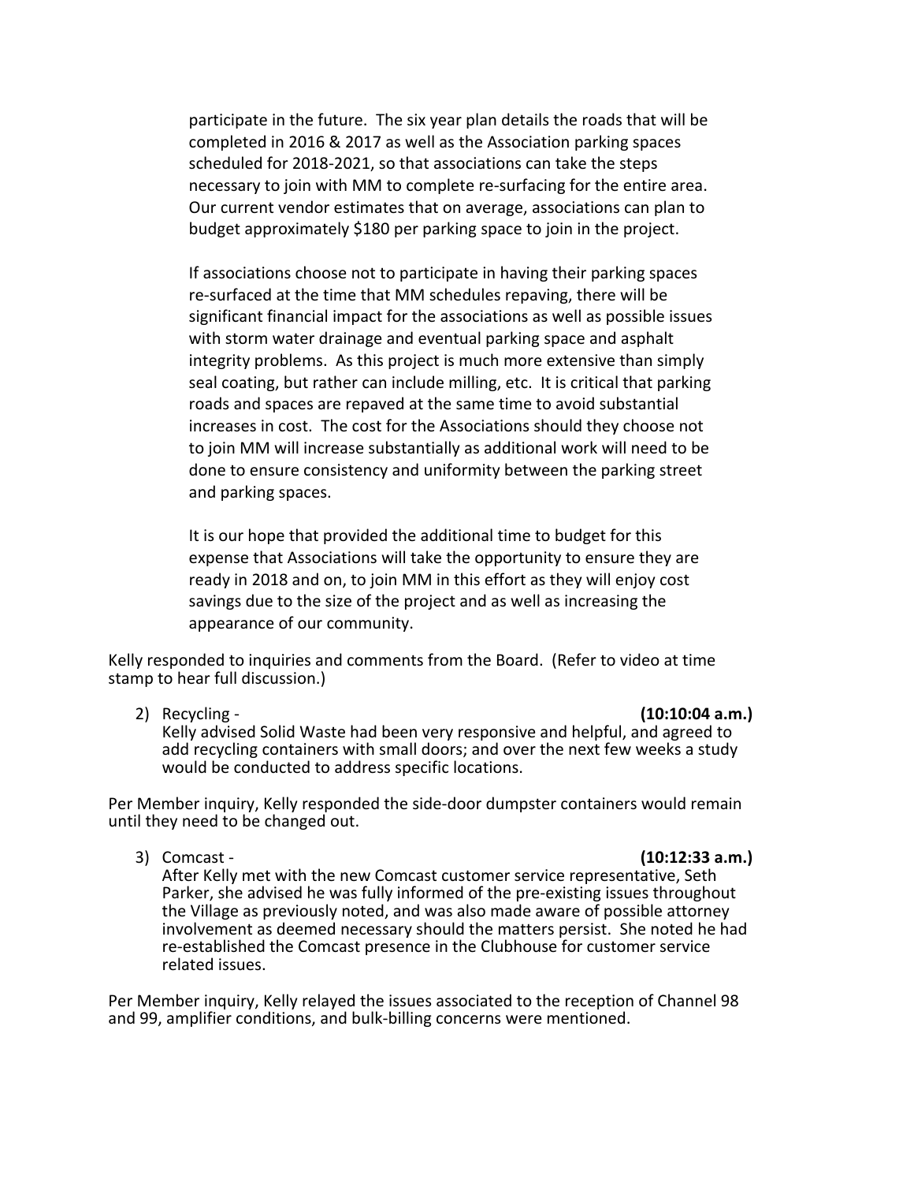participate in the future. The six year plan details the roads that will be completed in 2016 & 2017 as well as the Association parking spaces scheduled for 2018-2021, so that associations can take the steps necessary to join with MM to complete re-surfacing for the entire area. Our current vendor estimates that on average, associations can plan to budget approximately $180 per parking space to join in the project.

If associations choose not to participate in having their parking spaces re-surfaced at the time that MM schedules repaving, there will be significant financial impact for the associations as well as possible issues with storm water drainage and eventual parking space and asphalt integrity problems. As this project is much more extensive than simply seal coating, but rather can include milling, etc. It is critical that parking roads and spaces are repaved at the same time to avoid substantial increases in cost. The cost for the Associations should they choose not to join MM will increase substantially as additional work will need to be done to ensure consistency and uniformity between the parking street and parking spaces.

It is our hope that provided the additional time to budget for this expense that Associations will take the opportunity to ensure they are ready in 2018 and on, to join MM in this effort as they will enjoy cost savings due to the size of the project and as well as increasing the appearance of our community.

Kelly responded to inquiries and comments from the Board. (Refer to video at time stamp to hear full discussion.)

2) Recycling - **(10:10:04 a.m.)**
   Kelly advised Solid Waste had been very responsive and helpful, and agreed to add recycling containers with small doors; and over the next few weeks a study would be conducted to address specific locations.

Per Member inquiry, Kelly responded the side-door dumpster containers would remain until they need to be changed out.

3) Comcast - **(10:12:33 a.m.)**
   After Kelly met with the new Comcast customer service representative, Seth Parker, she advised he was fully informed of the pre-existing issues throughout the Village as previously noted, and was also made aware of possible attorney involvement as deemed necessary should the matters persist. She noted he had re-established the Comcast presence in the Clubhouse for customer service related issues.

Per Member inquiry, Kelly relayed the issues associated to the reception of Channel 98 and 99, amplifier conditions, and bulk-billing concerns were mentioned.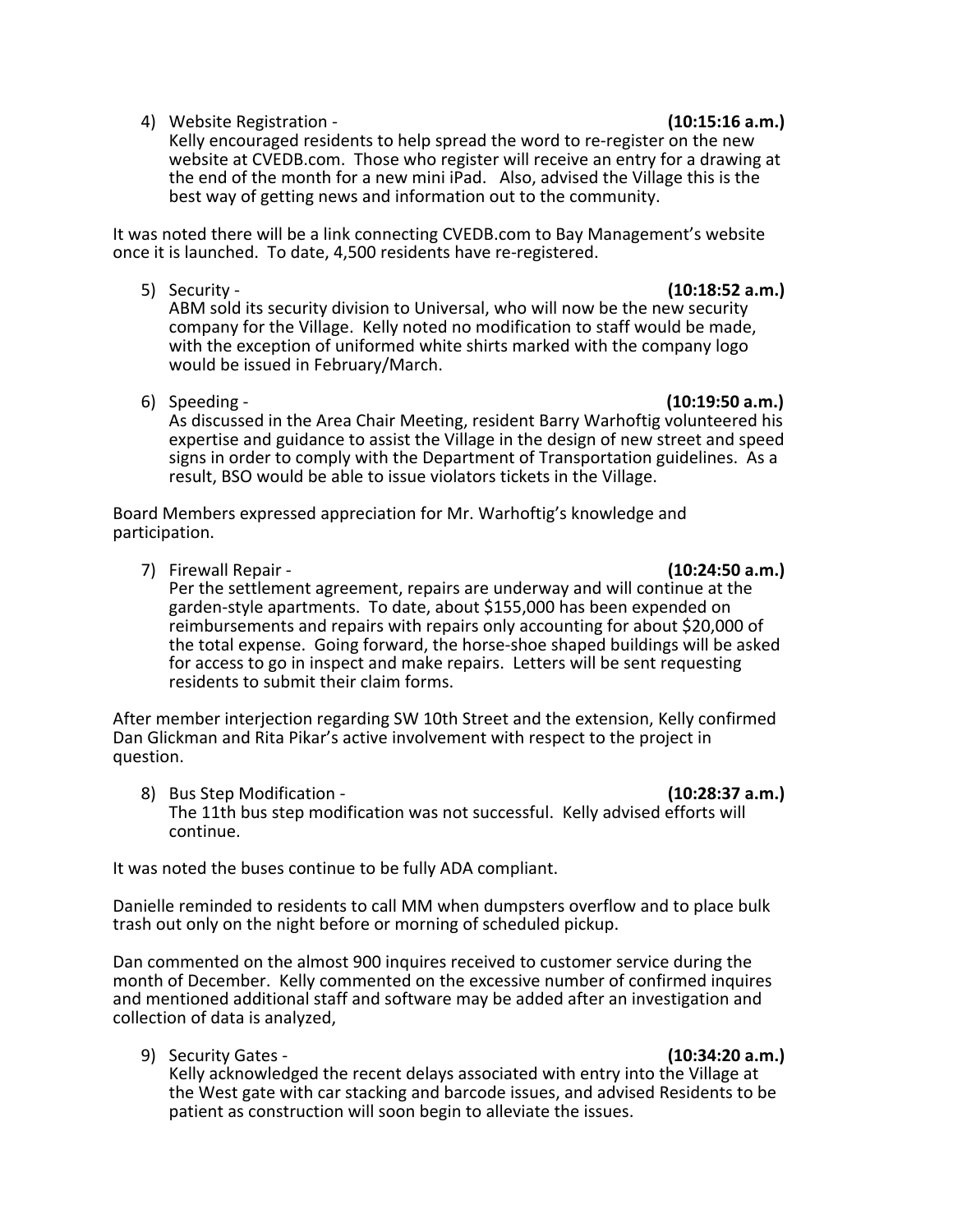4) Website Registration - **(10:15:16 a.m.)**
   Kelly encouraged residents to help spread the word to re-register on the new website at CVEDB.com. Those who register will receive an entry for a drawing at the end of the month for a new mini iPad. Also, advised the Village this is the best way of getting news and information out to the community.

It was noted there will be a link connecting CVEDB.com to Bay Management's website once it is launched. To date, 4,500 residents have re-registered.

5) Security - **(10:18:52 a.m.)**
   ABM sold its security division to Universal, who will now be the new security company for the Village. Kelly noted no modification to staff would be made, with the exception of uniformed white shirts marked with the company logo would be issued in February/March.

6) Speeding - **(10:19:50 a.m.)**
   As discussed in the Area Chair Meeting, resident Barry Warhoftig volunteered his expertise and guidance to assist the Village in the design of new street and speed signs in order to comply with the Department of Transportation guidelines. As a result, BSO would be able to issue violators tickets in the Village.

Board Members expressed appreciation for Mr. Warhoftig's knowledge and participation.

7) Firewall Repair - **(10:24:50 a.m.)**
   Per the settlement agreement, repairs are underway and will continue at the garden-style apartments. To date, about $155,000 has been expended on reimbursements and repairs with repairs only accounting for about $20,000 of the total expense. Going forward, the horse-shoe shaped buildings will be asked for access to go in inspect and make repairs. Letters will be sent requesting residents to submit their claim forms.

After member interjection regarding SW 10th Street and the extension, Kelly confirmed Dan Glickman and Rita Pikar's active involvement with respect to the project in question.

8) Bus Step Modification - **(10:28:37 a.m.)**
   The 11th bus step modification was not successful. Kelly advised efforts will continue.

It was noted the buses continue to be fully ADA compliant.

Danielle reminded to residents to call MM when dumpsters overflow and to place bulk trash out only on the night before or morning of scheduled pickup.

Dan commented on the almost 900 inquires received to customer service during the month of December. Kelly commented on the excessive number of confirmed inquires and mentioned additional staff and software may be added after an investigation and collection of data is analyzed,

9) Security Gates - **(10:34:20 a.m.)**
   Kelly acknowledged the recent delays associated with entry into the Village at the West gate with car stacking and barcode issues, and advised Residents to be patient as construction will soon begin to alleviate the issues.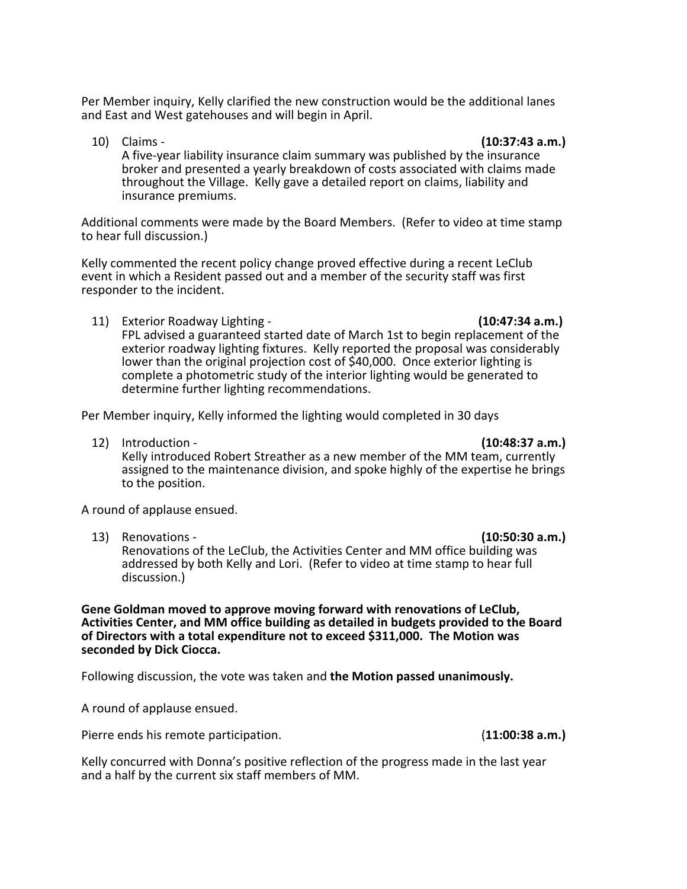Per Member inquiry, Kelly clarified the new construction would be the additional lanes and East and West gatehouses and will begin in April.

10) Claims - **(10:37:43 a.m.)**
    A five-year liability insurance claim summary was published by the insurance broker and presented a yearly breakdown of costs associated with claims made throughout the Village. Kelly gave a detailed report on claims, liability and insurance premiums.

Additional comments were made by the Board Members. (Refer to video at time stamp to hear full discussion.)

Kelly commented the recent policy change proved effective during a recent LeClub event in which a Resident passed out and a member of the security staff was first responder to the incident.

11) Exterior Roadway Lighting - **(10:47:34 a.m.)**
    FPL advised a guaranteed started date of March 1st to begin replacement of the exterior roadway lighting fixtures. Kelly reported the proposal was considerably lower than the original projection cost of $40,000. Once exterior lighting is complete a photometric study of the interior lighting would be generated to determine further lighting recommendations.

Per Member inquiry, Kelly informed the lighting would completed in 30 days

12) Introduction - **(10:48:37 a.m.)**
    Kelly introduced Robert Streather as a new member of the MM team, currently assigned to the maintenance division, and spoke highly of the expertise he brings to the position.

A round of applause ensued.

13) Renovations - **(10:50:30 a.m.)**
    Renovations of the LeClub, the Activities Center and MM office building was addressed by both Kelly and Lori. (Refer to video at time stamp to hear full discussion.)

**Gene Goldman moved to approve moving forward with renovations of LeClub, Activities Center, and MM office building as detailed in budgets provided to the Board of Directors with a total expenditure not to exceed $311,000. The Motion was seconded by Dick Ciocca.**

Following discussion, the vote was taken and **the Motion passed unanimously.**

A round of applause ensued.

Pierre ends his remote participation. (**11:00:38 a.m.)**

Kelly concurred with Donna's positive reflection of the progress made in the last year and a half by the current six staff members of MM.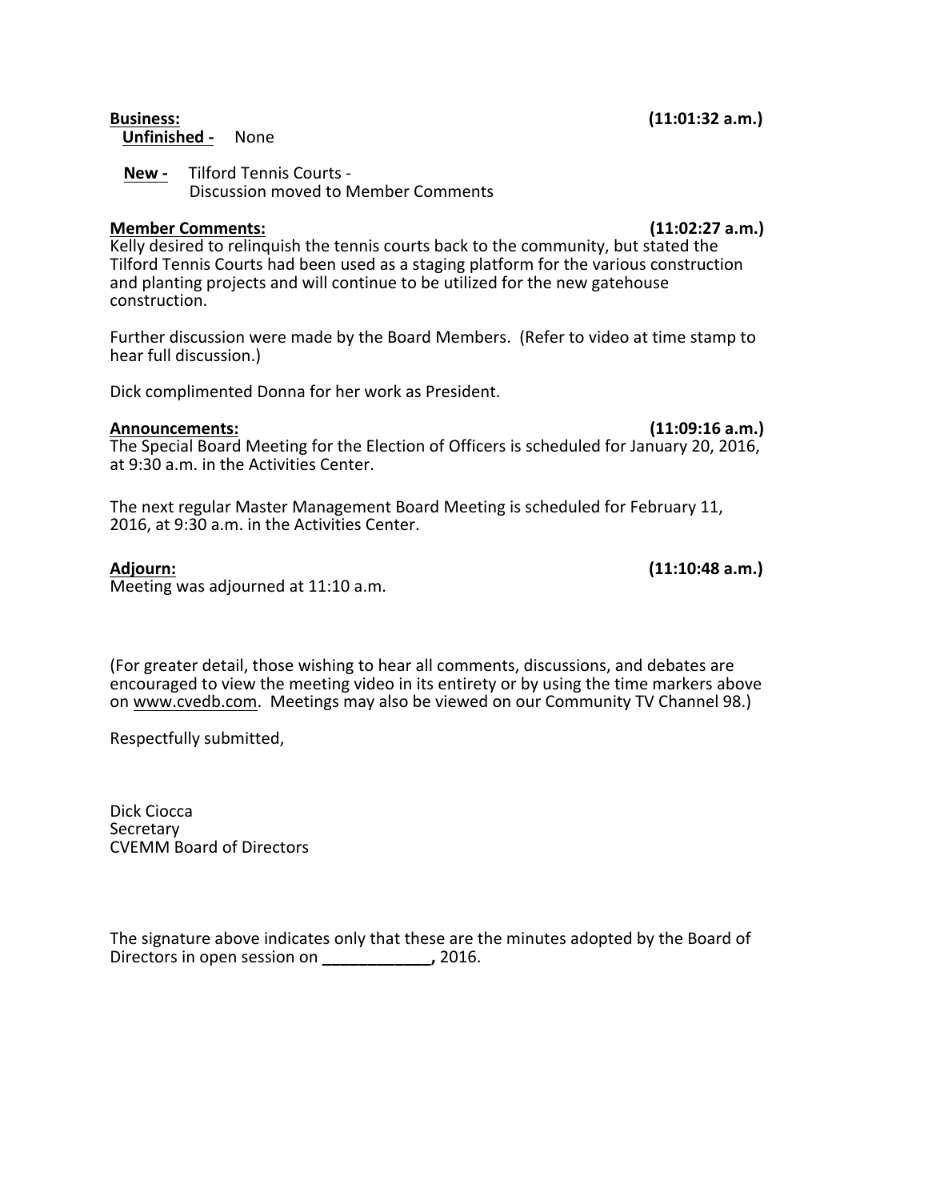**Business:** **(11:01:32 a.m.)**

**Unfinished -** None

**New -** Tilford Tennis Courts -
Discussion moved to Member Comments

**Member Comments:** **(11:02:27 a.m.)**

Kelly desired to relinquish the tennis courts back to the community, but stated the Tilford Tennis Courts had been used as a staging platform for the various construction and planting projects and will continue to be utilized for the new gatehouse construction.

Further discussion were made by the Board Members. (Refer to video at time stamp to hear full discussion.)

Dick complimented Donna for her work as President.

**Announcements:** **(11:09:16 a.m.)**

The Special Board Meeting for the Election of Officers is scheduled for January 20, 2016, at 9:30 a.m. in the Activities Center.

The next regular Master Management Board Meeting is scheduled for February 11, 2016, at 9:30 a.m. in the Activities Center.

**Adjourn:** **(11:10:48 a.m.)**

Meeting was adjourned at 11:10 a.m.

(For greater detail, those wishing to hear all comments, discussions, and debates are encouraged to view the meeting video in its entirety or by using the time markers above on www.cvedb.com. Meetings may also be viewed on our Community TV Channel 98.)

Respectfully submitted,

Dick Ciocca
Secretary
CVEMM Board of Directors

The signature above indicates only that these are the minutes adopted by the Board of Directors in open session on **____________,** 2016.